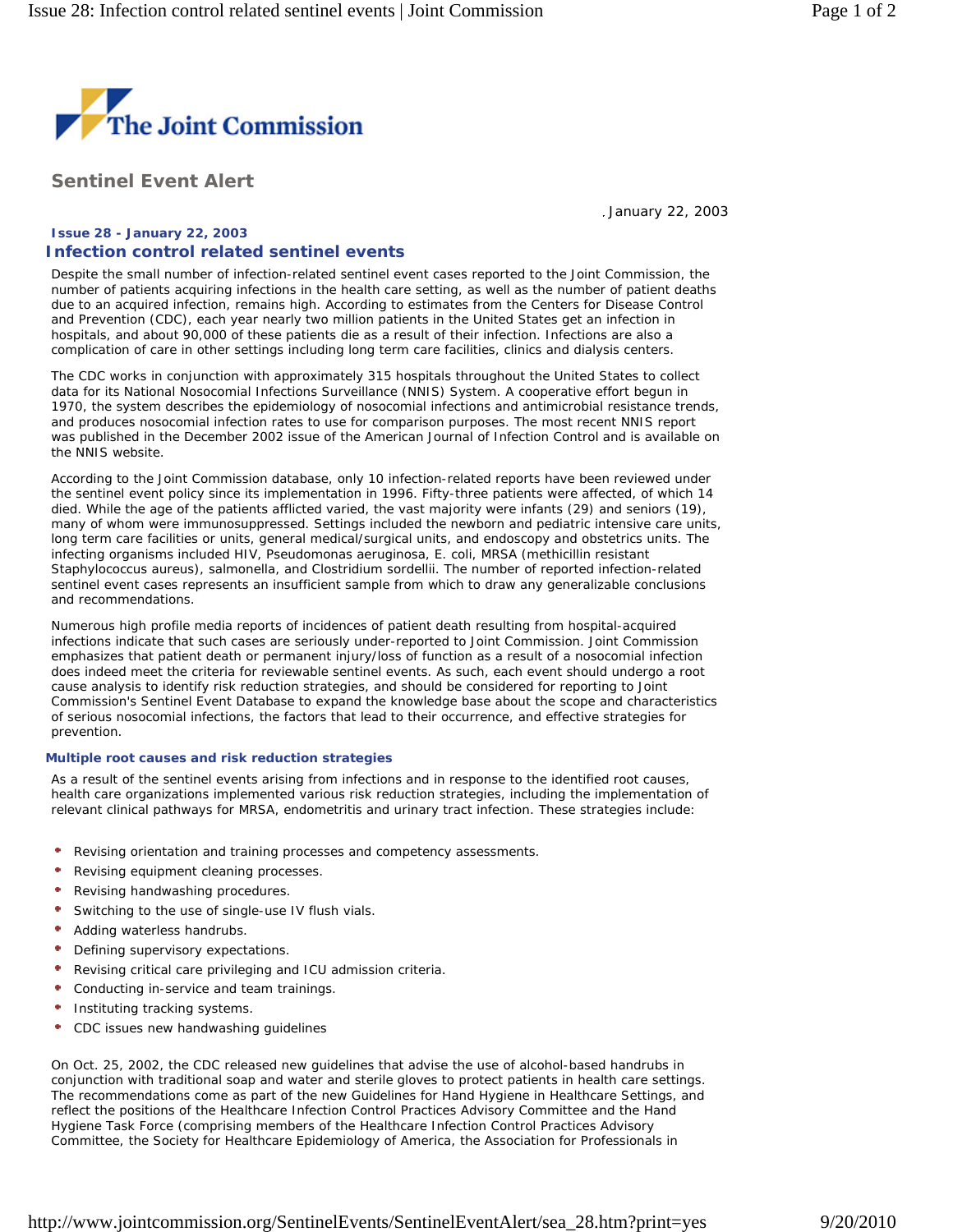The Joint Commission

## Sentinel Event Alert

. January 22, 2003

**Issue 28 - January 22, 2003**

# Infection control related sentinel events

Despite the small number of infection-related sentinel event cases reported to the Joint Commission, the number of patients acquiring infections in the health care setting, as well as the number of patient deaths due to an acquired infection, remains high. According to estimates from the Centers for Disease Control and Prevention (CDC), each year nearly two million patients in the United States get an infection in hospitals, and about 90,000 of these patients die as a result of their infection. Infections are also a complication of care in other settings including long term care facilities, clinics and dialysis centers.

The CDC works in conjunction with approximately 315 hospitals throughout the United States to collect data for its National Nosocomial Infections Surveillance (NNIS) System. A cooperative effort begun in 1970, the system describes the epidemiology of nosocomial infections and antimicrobial resistance trends, and produces nosocomial infection rates to use for comparison purposes. The most recent NNIS report was published in the December 2002 issue of the American Journal of Infection Control and is available on the NNIS website.

According to the Joint Commission database, only 10 infection-related reports have been reviewed under the sentinel event policy since its implementation in 1996. Fifty-three patients were affected, of which 14 died. While the age of the patients afflicted varied, the vast majority were infants (29) and seniors (19), many of whom were immunosuppressed. Settings included the newborn and pediatric intensive care units, long term care facilities or units, general medical/surgical units, and endoscopy and obstetrics units. The infecting organisms included HIV, Pseudomonas aeruginosa, E. coli, MRSA (methicillin resistant Staphylococcus aureus), salmonella, and Clostridium sordellii. The number of reported infection-related sentinel event cases represents an insufficient sample from which to draw any generalizable conclusions and recommendations.

Numerous high profile media reports of incidences of patient death resulting from hospital-acquired infections indicate that such cases are seriously under-reported to Joint Commission. Joint Commission emphasizes that patient death or permanent injury/loss of function as a result of a nosocomial infection does indeed meet the criteria for reviewable sentinel events. As such, each event should undergo a root cause analysis to identify risk reduction strategies, and should be considered for reporting to Joint Commission's Sentinel Event Database to expand the knowledge base about the scope and characteristics of serious nosocomial infections, the factors that lead to their occurrence, and effective strategies for prevention.

### Multiple root causes and risk reduction strategies

As a result of the sentinel events arising from infections and in response to the identified root causes, health care organizations implemented various risk reduction strategies, including the implementation of relevant clinical pathways for MRSA, endometritis and urinary tract infection. These strategies include:

- Revising orientation and training processes and competency assessments.
- Revising equipment cleaning processes.
- Revising handwashing procedures.
- Switching to the use of single-use IV flush vials.
- Adding waterless handrubs.
- Defining supervisory expectations.
- Revising critical care privileging and ICU admission criteria.
- Conducting in-service and team trainings.
- Instituting tracking systems.
- CDC issues new handwashing guidelines

On Oct. 25, 2002, the CDC released new guidelines that advise the use of alcohol-based handrubs in conjunction with traditional soap and water and sterile gloves to protect patients in health care settings. The recommendations come as part of the new Guidelines for Hand Hygiene in Healthcare Settings, and reflect the positions of the Healthcare Infection Control Practices Advisory Committee and the Hand Hygiene Task Force (comprising members of the Healthcare Infection Control Practices Advisory Committee, the Society for Healthcare Epidemiology of America, the Association for Professionals in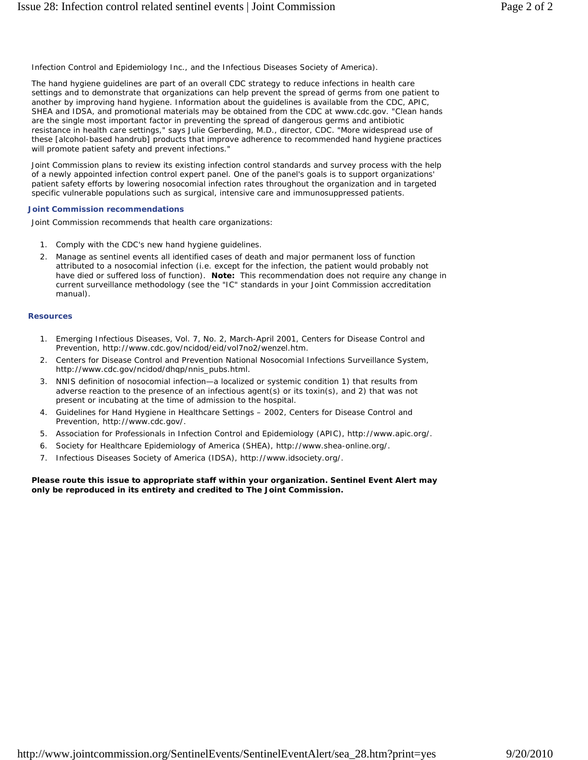Infection Control and Epidemiology Inc., and the Infectious Diseases Society of America).

The hand hygiene guidelines are part of an overall CDC strategy to reduce infections in health care settings and to demonstrate that organizations can help prevent the spread of germs from one patient to another by improving hand hygiene. Information about the guidelines is available from the CDC, APIC, SHEA and IDSA, and promotional materials may be obtained from the CDC at www.cdc.gov. "Clean hands are the single most important factor in preventing the spread of dangerous germs and antibiotic resistance in health care settings," says Julie Gerberding, M.D., director, CDC. "More widespread use of these [alcohol-based handrub] products that improve adherence to recommended hand hygiene practices will promote patient safety and prevent infections."

Joint Commission plans to review its existing infection control standards and survey process with the help of a newly appointed infection control expert panel. One of the panel's goals is to support organizations' patient safety efforts by lowering nosocomial infection rates throughout the organization and in targeted specific vulnerable populations such as surgical, intensive care and immunosuppressed patients.

### Joint Commission recommendations

Joint Commission recommends that health care organizations:

1. Comply with the CDC's new hand hygiene guidelines.
2. Manage as sentinel events all identified cases of death and major permanent loss of function attributed to a nosocomial infection (i.e. except for the infection, the patient would probably not have died or suffered loss of function). **Note:** This recommendation does not require any change in current surveillance methodology (see the "IC" standards in your Joint Commission accreditation manual).

### Resources

1. Emerging Infectious Diseases, Vol. 7, No. 2, March-April 2001, Centers for Disease Control and Prevention, http://www.cdc.gov/ncidod/eid/vol7no2/wenzel.htm.
2. Centers for Disease Control and Prevention National Nosocomial Infections Surveillance System, http://www.cdc.gov/ncidod/dhqp/nnis_pubs.html.
3. NNIS definition of nosocomial infection—a localized or systemic condition 1) that results from adverse reaction to the presence of an infectious agent(s) or its toxin(s), and 2) that was not present or incubating at the time of admission to the hospital.
4. Guidelines for Hand Hygiene in Healthcare Settings – 2002, Centers for Disease Control and Prevention, http://www.cdc.gov/.
5. Association for Professionals in Infection Control and Epidemiology (APIC), http://www.apic.org/.
6. Society for Healthcare Epidemiology of America (SHEA), http://www.shea-online.org/.
7. Infectious Diseases Society of America (IDSA), http://www.idsociety.org/.

**Please route this issue to appropriate staff within your organization. Sentinel Event Alert may only be reproduced in its entirety and credited to The Joint Commission.**